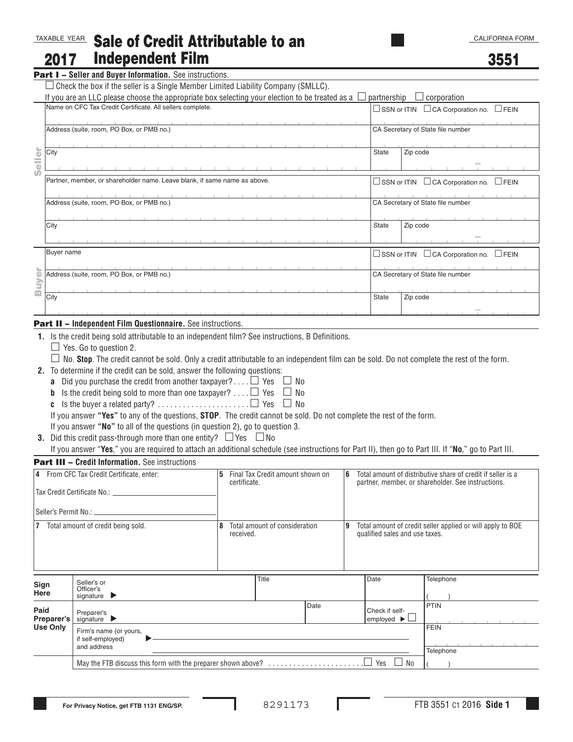TAXABLE YEAR **2017**

# Sale of Credit Attributable to an Independent Film

CALIFORNIA FORM **3551**

**Part I – Seller and Buyer Information.** See instructions.

☐ Check the box if the seller is a Single Member Limited Liability Company (SMLLC).

If you are an LLC please choose the appropriate box selecting your election to be treated as a ☐ partnership ☐ corporation

**Seller**

| | | |
|---|---|---|
| Name on CFC Tax Credit Certificate. All sellers complete. | ☐ SSN or ITIN ☐ CA Corporation no. ☐ FEIN | |
| Address (suite, room, PO Box, or PMB no.) | CA Secretary of State file number | |
| City | State | Zip code |
| Partner, member, or shareholder name. Leave blank, if same name as above. | ☐ SSN or ITIN ☐ CA Corporation no. ☐ FEIN | |
| Address (suite, room, PO Box, or PMB no.) | CA Secretary of State file number | |
| City | State | Zip code |

**Buyer**

| | | |
|---|---|---|
| Buyer name | ☐ SSN or ITIN ☐ CA Corporation no. ☐ FEIN | |
| Address (suite, room, PO Box, or PMB no.) | CA Secretary of State file number | |
| City | State | Zip code |

**Part II – Independent Film Questionnaire.** See instructions.

**1.** Is the credit being sold attributable to an independent film? See instructions, B Definitions.

☐ Yes. Go to question 2.

☐ No. **Stop**. The credit cannot be sold. Only a credit attributable to an independent film can be sold. Do not complete the rest of the form.

**2.** To determine if the credit can be sold, answer the following questions:

**a** Did you purchase the credit from another taxpayer? . . . . ☐ Yes ☐ No

**b** Is the credit being sold to more than one taxpayer? . . . . ☐ Yes ☐ No

**c** Is the buyer a related party? . . . . . . . . . . . . . . . . . . . . . . ☐ Yes ☐ No

If you answer **"Yes"** to any of the questions, **STOP**. The credit cannot be sold. Do not complete the rest of the form.

If you answer **"No"** to all of the questions (in question 2), go to question 3.

**3.** Did this credit pass-through more than one entity? ☐ Yes ☐ No

If you answer "**Yes**," you are required to attach an additional schedule (see instructions for Part II), then go to Part III. If "**No**," go to Part III.

**Part III – Credit Information.** See instructions

| | | |
|---|---|---|
| **4** From CFC Tax Credit Certificate, enter:<br>Tax Credit Certificate No.: ____________<br>Seller's Permit No.: ____________ | **5** Final Tax Credit amount shown on certificate. | **6** Total amount of distributive share of credit if seller is a partner, member, or shareholder. See instructions. |
| **7** Total amount of credit being sold. | **8** Total amount of consideration received. | **9** Total amount of credit seller applied or will apply to BOE qualified sales and use taxes. |

| | | | | |
|---|---|---|---|---|
| **Sign Here** | Seller's or Officer's signature ▶ | Title | Date | Telephone ( ) |
| **Paid Preparer's Use Only** | Preparer's signature ▶ | Date | Check if self-employed ▶ ☐ | PTIN |
| | Firm's name (or yours, if self-employed) and address ▶ | | | FEIN<br>Telephone |
| | May the FTB discuss this form with the preparer shown above? . . . . . . . . . . . . . . . . . . . . . . . ☐ Yes ☐ No | | | ( ) |

For Privacy Notice, get FTB 1131 ENG/SP.

8291173

FTB 3551 C1 2016 **Side 1**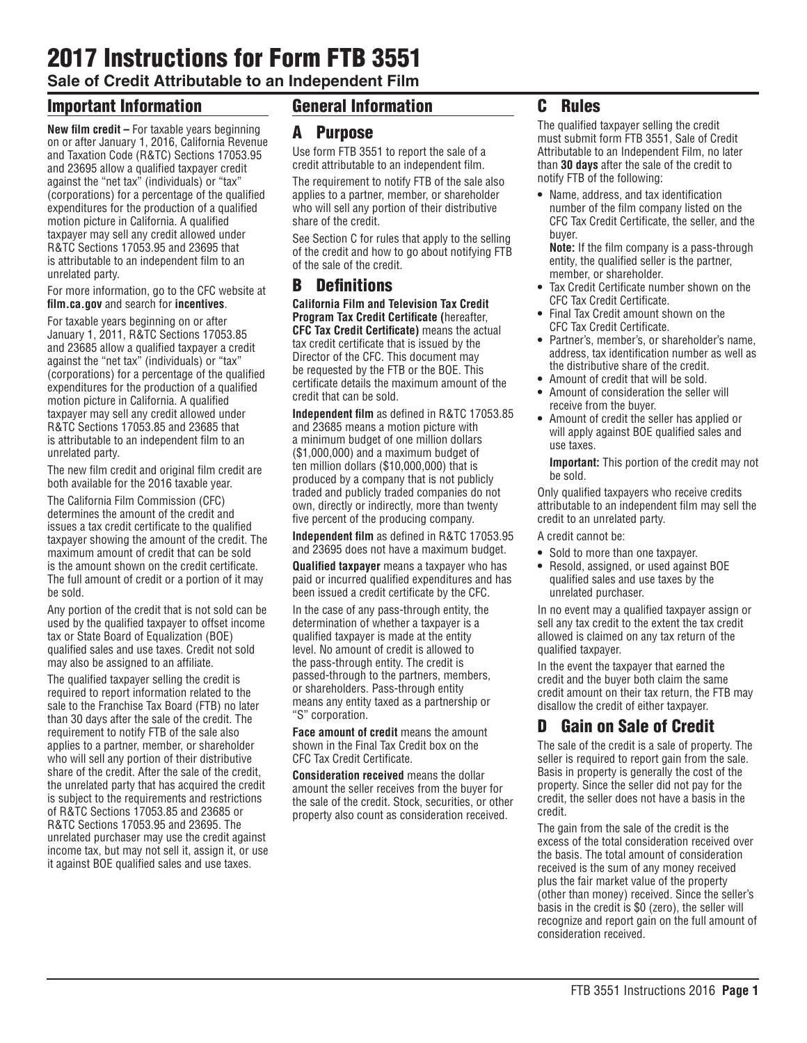# 2017 Instructions for Form FTB 3551

**Sale of Credit Attributable to an Independent Film**

## Important Information

**New film credit –** For taxable years beginning on or after January 1, 2016, California Revenue and Taxation Code (R&TC) Sections 17053.95 and 23695 allow a qualified taxpayer credit against the "net tax" (individuals) or "tax" (corporations) for a percentage of the qualified expenditures for the production of a qualified motion picture in California. A qualified taxpayer may sell any credit allowed under R&TC Sections 17053.95 and 23695 that is attributable to an independent film to an unrelated party.

For more information, go to the CFC website at **film.ca.gov** and search for **incentives**.

For taxable years beginning on or after January 1, 2011, R&TC Sections 17053.85 and 23685 allow a qualified taxpayer a credit against the "net tax" (individuals) or "tax" (corporations) for a percentage of the qualified expenditures for the production of a qualified motion picture in California. A qualified taxpayer may sell any credit allowed under R&TC Sections 17053.85 and 23685 that is attributable to an independent film to an unrelated party.

The new film credit and original film credit are both available for the 2016 taxable year.

The California Film Commission (CFC) determines the amount of the credit and issues a tax credit certificate to the qualified taxpayer showing the amount of the credit. The maximum amount of credit that can be sold is the amount shown on the credit certificate. The full amount of credit or a portion of it may be sold.

Any portion of the credit that is not sold can be used by the qualified taxpayer to offset income tax or State Board of Equalization (BOE) qualified sales and use taxes. Credit not sold may also be assigned to an affiliate.

The qualified taxpayer selling the credit is required to report information related to the sale to the Franchise Tax Board (FTB) no later than 30 days after the sale of the credit. The requirement to notify FTB of the sale also applies to a partner, member, or shareholder who will sell any portion of their distributive share of the credit. After the sale of the credit, the unrelated party that has acquired the credit is subject to the requirements and restrictions of R&TC Sections 17053.85 and 23685 or R&TC Sections 17053.95 and 23695. The unrelated purchaser may use the credit against income tax, but may not sell it, assign it, or use it against BOE qualified sales and use taxes.

## General Information

## A Purpose

Use form FTB 3551 to report the sale of a credit attributable to an independent film.

The requirement to notify FTB of the sale also applies to a partner, member, or shareholder who will sell any portion of their distributive share of the credit.

See Section C for rules that apply to the selling of the credit and how to go about notifying FTB of the sale of the credit.

## B Definitions

**California Film and Television Tax Credit Program Tax Credit Certificate (**hereafter, **CFC Tax Credit Certificate)** means the actual tax credit certificate that is issued by the Director of the CFC. This document may be requested by the FTB or the BOE. This certificate details the maximum amount of the credit that can be sold.

**Independent film** as defined in R&TC 17053.85 and 23685 means a motion picture with a minimum budget of one million dollars ($1,000,000) and a maximum budget of ten million dollars ($10,000,000) that is produced by a company that is not publicly traded and publicly traded companies do not own, directly or indirectly, more than twenty five percent of the producing company.

**Independent film** as defined in R&TC 17053.95 and 23695 does not have a maximum budget.

**Qualified taxpayer** means a taxpayer who has paid or incurred qualified expenditures and has been issued a credit certificate by the CFC.

In the case of any pass-through entity, the determination of whether a taxpayer is a qualified taxpayer is made at the entity level. No amount of credit is allowed to the pass-through entity. The credit is passed-through to the partners, members, or shareholders. Pass-through entity means any entity taxed as a partnership or "S" corporation.

**Face amount of credit** means the amount shown in the Final Tax Credit box on the CFC Tax Credit Certificate.

**Consideration received** means the dollar amount the seller receives from the buyer for the sale of the credit. Stock, securities, or other property also count as consideration received.

## C Rules

The qualified taxpayer selling the credit must submit form FTB 3551, Sale of Credit Attributable to an Independent Film, no later than **30 days** after the sale of the credit to notify FTB of the following:

- Name, address, and tax identification number of the film company listed on the CFC Tax Credit Certificate, the seller, and the buyer.

  **Note:** If the film company is a pass-through entity, the qualified seller is the partner, member, or shareholder.
- Tax Credit Certificate number shown on the CFC Tax Credit Certificate.
- Final Tax Credit amount shown on the CFC Tax Credit Certificate.
- Partner's, member's, or shareholder's name, address, tax identification number as well as the distributive share of the credit.
- Amount of credit that will be sold.
- Amount of consideration the seller will receive from the buyer.
- Amount of credit the seller has applied or will apply against BOE qualified sales and use taxes.

  **Important:** This portion of the credit may not be sold.

Only qualified taxpayers who receive credits attributable to an independent film may sell the credit to an unrelated party.

A credit cannot be:

- Sold to more than one taxpayer.
- Resold, assigned, or used against BOE qualified sales and use taxes by the unrelated purchaser.

In no event may a qualified taxpayer assign or sell any tax credit to the extent the tax credit allowed is claimed on any tax return of the qualified taxpayer.

In the event the taxpayer that earned the credit and the buyer both claim the same credit amount on their tax return, the FTB may disallow the credit of either taxpayer.

## D Gain on Sale of Credit

The sale of the credit is a sale of property. The seller is required to report gain from the sale. Basis in property is generally the cost of the property. Since the seller did not pay for the credit, the seller does not have a basis in the credit.

The gain from the sale of the credit is the excess of the total consideration received over the basis. The total amount of consideration received is the sum of any money received plus the fair market value of the property (other than money) received. Since the seller's basis in the credit is $0 (zero), the seller will recognize and report gain on the full amount of consideration received.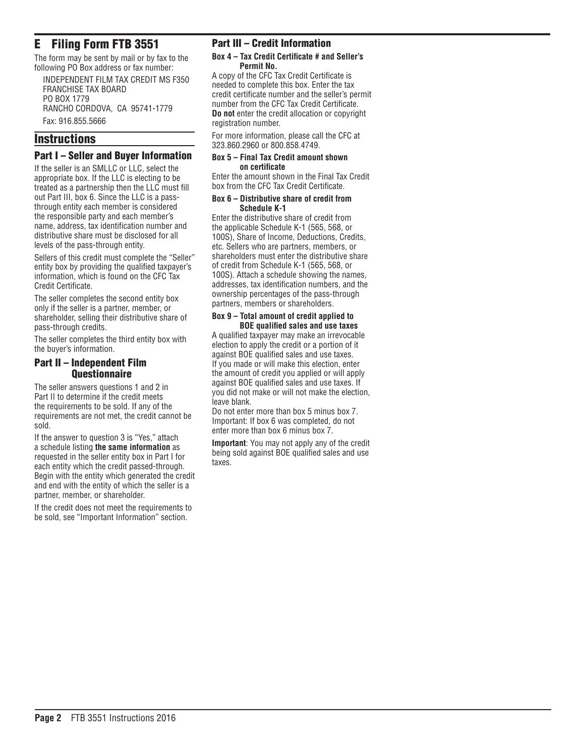## E Filing Form FTB 3551

The form may be sent by mail or by fax to the following PO Box address or fax number:

INDEPENDENT FILM TAX CREDIT MS F350
FRANCHISE TAX BOARD
PO BOX 1779
RANCHO CORDOVA, CA 95741-1779
Fax: 916.855.5666

## Instructions

### Part I – Seller and Buyer Information

If the seller is an SMLLC or LLC, select the appropriate box. If the LLC is electing to be treated as a partnership then the LLC must fill out Part III, box 6. Since the LLC is a pass-through entity each member is considered the responsible party and each member's name, address, tax identification number and distributive share must be disclosed for all levels of the pass-through entity.

Sellers of this credit must complete the "Seller" entity box by providing the qualified taxpayer's information, which is found on the CFC Tax Credit Certificate.

The seller completes the second entity box only if the seller is a partner, member, or shareholder, selling their distributive share of pass-through credits.

The seller completes the third entity box with the buyer's information.

### Part II – Independent Film Questionnaire

The seller answers questions 1 and 2 in Part II to determine if the credit meets the requirements to be sold. If any of the requirements are not met, the credit cannot be sold.

If the answer to question 3 is "Yes," attach a schedule listing **the same information** as requested in the seller entity box in Part I for each entity which the credit passed-through. Begin with the entity which generated the credit and end with the entity of which the seller is a partner, member, or shareholder.

If the credit does not meet the requirements to be sold, see "Important Information" section.

### Part III – Credit Information

**Box 4 – Tax Credit Certificate # and Seller's Permit No.**

A copy of the CFC Tax Credit Certificate is needed to complete this box. Enter the tax credit certificate number and the seller's permit number from the CFC Tax Credit Certificate. **Do not** enter the credit allocation or copyright registration number.

For more information, please call the CFC at 323.860.2960 or 800.858.4749.

**Box 5 – Final Tax Credit amount shown on certificate**

Enter the amount shown in the Final Tax Credit box from the CFC Tax Credit Certificate.

**Box 6 – Distributive share of credit from Schedule K-1**

Enter the distributive share of credit from the applicable Schedule K-1 (565, 568, or 100S), Share of Income, Deductions, Credits, etc. Sellers who are partners, members, or shareholders must enter the distributive share of credit from Schedule K-1 (565, 568, or 100S). Attach a schedule showing the names, addresses, tax identification numbers, and the ownership percentages of the pass-through partners, members or shareholders.

**Box 9 – Total amount of credit applied to BOE qualified sales and use taxes**

A qualified taxpayer may make an irrevocable election to apply the credit or a portion of it against BOE qualified sales and use taxes. If you made or will make this election, enter the amount of credit you applied or will apply against BOE qualified sales and use taxes. If you did not make or will not make the election, leave blank.

Do not enter more than box 5 minus box 7. Important: If box 6 was completed, do not enter more than box 6 minus box 7.

**Important**: You may not apply any of the credit being sold against BOE qualified sales and use taxes.